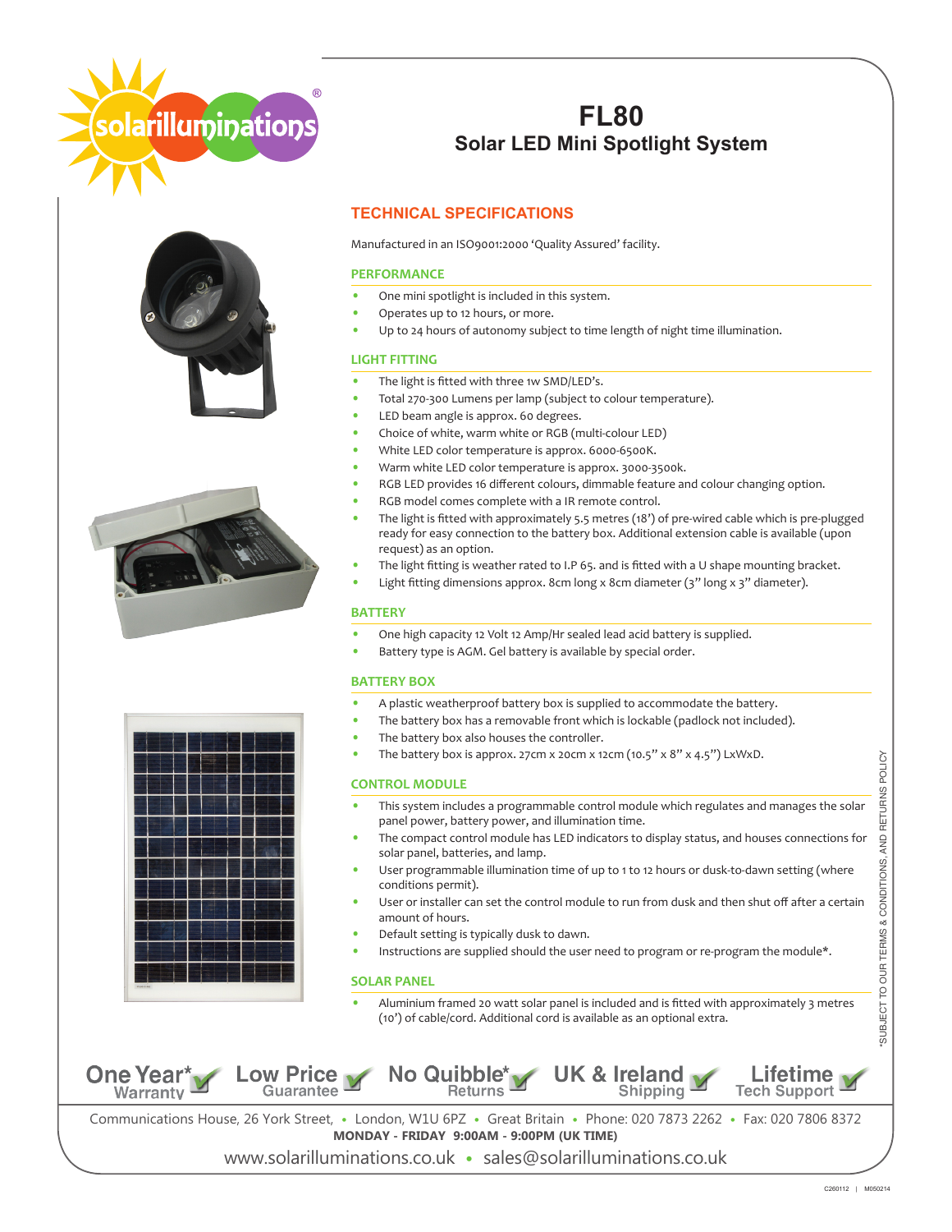# FL80

## Solar LED Mini Spotlight System

## TECHNICAL SPECIFICATIONS

Manufactured in an ISO9001:2000 'Quality Assured' facility.

### PERFORMANCE

- One mini spotlight is included in this system.
- Operates up to 12 hours, or more.
- Up to 24 hours of autonomy subject to time length of night time illumination.

### LIGHT FITTING

- The light is fitted with three 1w SMD/LED's.
- Total 270-300 Lumens per lamp (subject to colour temperature).
- LED beam angle is approx. 60 degrees.
- Choice of white, warm white or RGB (multi-colour LED)
- White LED color temperature is approx. 6000-6500K.
- Warm white LED color temperature is approx. 3000-3500k.
- RGB LED provides 16 different colours, dimmable feature and colour changing option.
- RGB model comes complete with a IR remote control.
- The light is fitted with approximately 5.5 metres (18') of pre-wired cable which is pre-plugged ready for easy connection to the battery box. Additional extension cable is available (upon request) as an option.
- The light fitting is weather rated to I.P 65. and is fitted with a U shape mounting bracket.
- Light fitting dimensions approx. 8cm long x 8cm diameter (3" long x 3" diameter).

### BATTERY

- One high capacity 12 Volt 12 Amp/Hr sealed lead acid battery is supplied.
- Battery type is AGM. Gel battery is available by special order.

### BATTERY BOX

- A plastic weatherproof battery box is supplied to accommodate the battery.
- The battery box has a removable front which is lockable (padlock not included).
- The battery box also houses the controller.
- The battery box is approx. 27cm x 20cm x 12cm (10.5" x 8" x 4.5") LxWxD.

### CONTROL MODULE

- This system includes a programmable control module which regulates and manages the solar panel power, battery power, and illumination time.
- The compact control module has LED indicators to display status, and houses connections for solar panel, batteries, and lamp.
- User programmable illumination time of up to 1 to 12 hours or dusk-to-dawn setting (where conditions permit).
- User or installer can set the control module to run from dusk and then shut off after a certain amount of hours.
- Default setting is typically dusk to dawn.
- Instructions are supplied should the user need to program or re-program the module*.

### SOLAR PANEL

- Aluminium framed 20 watt solar panel is included and is fitted with approximately 3 metres (10') of cable/cord. Additional cord is available as an optional extra.

*SUBJECT TO OUR TERMS & CONDITIONS, AND RETURNS POLICY

One Year* Warranty | Low Price Guarantee | No Quibble* Returns | UK & Ireland Shipping | Lifetime Tech Support

Communications House, 26 York Street, • London, W1U 6PZ • Great Britain • Phone: 020 7873 2262 • Fax: 020 7806 8372

**MONDAY - FRIDAY 9:00AM - 9:00PM (UK TIME)**

www.solarilluminations.co.uk • sales@solarilluminations.co.uk

C260112 | M050214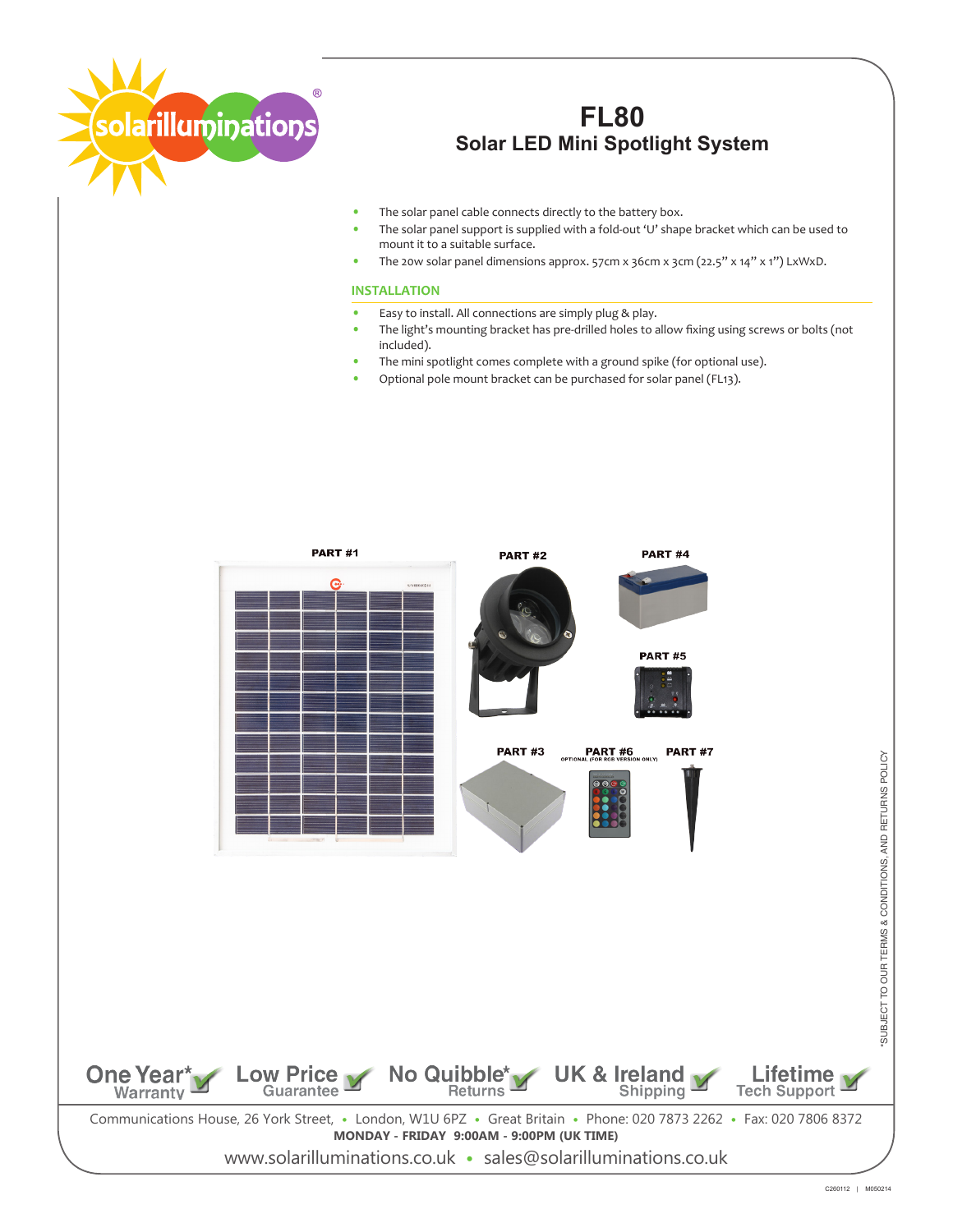# FL80

## Solar LED Mini Spotlight System

- The solar panel cable connects directly to the battery box.
- The solar panel support is supplied with a fold-out 'U' shape bracket which can be used to mount it to a suitable surface.
- The 20w solar panel dimensions approx. 57cm x 36cm x 3cm (22.5" x 14" x 1") LxWxD.

### INSTALLATION

- Easy to install. All connections are simply plug & play.
- The light's mounting bracket has pre-drilled holes to allow fixing using screws or bolts (not included).
- The mini spotlight comes complete with a ground spike (for optional use).
- Optional pole mount bracket can be purchased for solar panel (FL13).

PART #1

PART #2

PART #4

PART #5

PART #3

PART #6
OPTIONAL (FOR RGB VERSION ONLY)

PART #7

*SUBJECT TO OUR TERMS & CONDITIONS, AND RETURNS POLICY

One Year* Warranty | Low Price Guarantee | No Quibble* Returns | UK & Ireland Shipping | Lifetime Tech Support

Communications House, 26 York Street, • London, W1U 6PZ • Great Britain • Phone: 020 7873 2262 • Fax: 020 7806 8372

**MONDAY - FRIDAY 9:00AM - 9:00PM (UK TIME)**

www.solarilluminations.co.uk • sales@solarilluminations.co.uk

C260112 | M050214